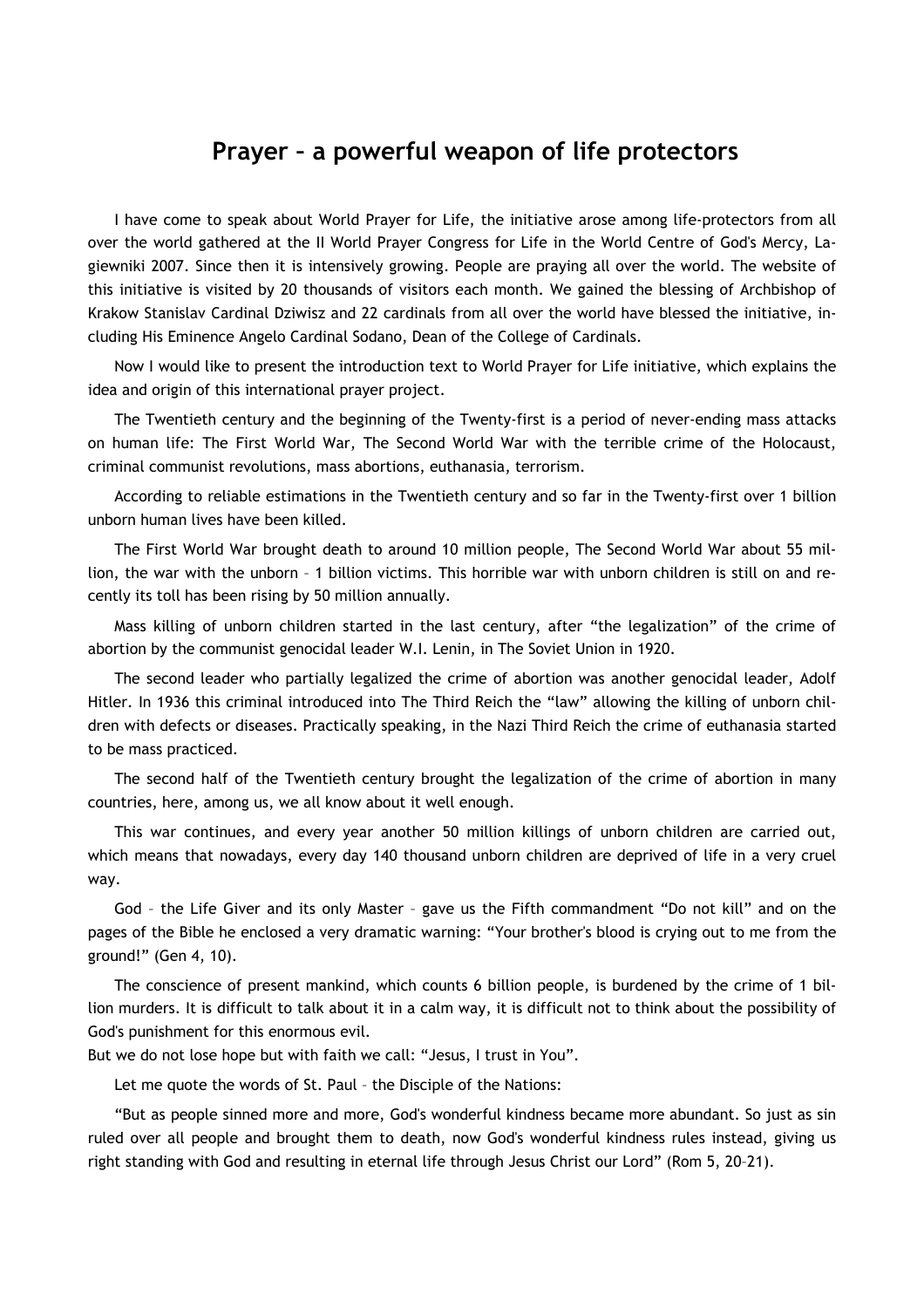# Prayer – a powerful weapon of life protectors

I have come to speak about World Prayer for Life, the initiative arose among life-protectors from all over the world gathered at the II World Prayer Congress for Life in the World Centre of God's Mercy, Lagiewniki 2007. Since then it is intensively growing. People are praying all over the world. The website of this initiative is visited by 20 thousands of visitors each month. We gained the blessing of Archbishop of Krakow Stanislav Cardinal Dziwisz and 22 cardinals from all over the world have blessed the initiative, including His Eminence Angelo Cardinal Sodano, Dean of the College of Cardinals.

Now I would like to present the introduction text to World Prayer for Life initiative, which explains the idea and origin of this international prayer project.

The Twentieth century and the beginning of the Twenty-first is a period of never-ending mass attacks on human life: The First World War, The Second World War with the terrible crime of the Holocaust, criminal communist revolutions, mass abortions, euthanasia, terrorism.

According to reliable estimations in the Twentieth century and so far in the Twenty-first over 1 billion unborn human lives have been killed.

The First World War brought death to around 10 million people, The Second World War about 55 million, the war with the unborn – 1 billion victims. This horrible war with unborn children is still on and recently its toll has been rising by 50 million annually.

Mass killing of unborn children started in the last century, after "the legalization" of the crime of abortion by the communist genocidal leader W.I. Lenin, in The Soviet Union in 1920.

The second leader who partially legalized the crime of abortion was another genocidal leader, Adolf Hitler. In 1936 this criminal introduced into The Third Reich the "law" allowing the killing of unborn children with defects or diseases. Practically speaking, in the Nazi Third Reich the crime of euthanasia started to be mass practiced.

The second half of the Twentieth century brought the legalization of the crime of abortion in many countries, here, among us, we all know about it well enough.

This war continues, and every year another 50 million killings of unborn children are carried out, which means that nowadays, every day 140 thousand unborn children are deprived of life in a very cruel way.

God – the Life Giver and its only Master – gave us the Fifth commandment "Do not kill" and on the pages of the Bible he enclosed a very dramatic warning: "Your brother's blood is crying out to me from the ground!" (Gen 4, 10).

The conscience of present mankind, which counts 6 billion people, is burdened by the crime of 1 billion murders. It is difficult to talk about it in a calm way, it is difficult not to think about the possibility of God's punishment for this enormous evil.

But we do not lose hope but with faith we call: "Jesus, I trust in You".

Let me quote the words of St. Paul – the Disciple of the Nations:

"But as people sinned more and more, God's wonderful kindness became more abundant. So just as sin ruled over all people and brought them to death, now God's wonderful kindness rules instead, giving us right standing with God and resulting in eternal life through Jesus Christ our Lord" (Rom 5, 20–21).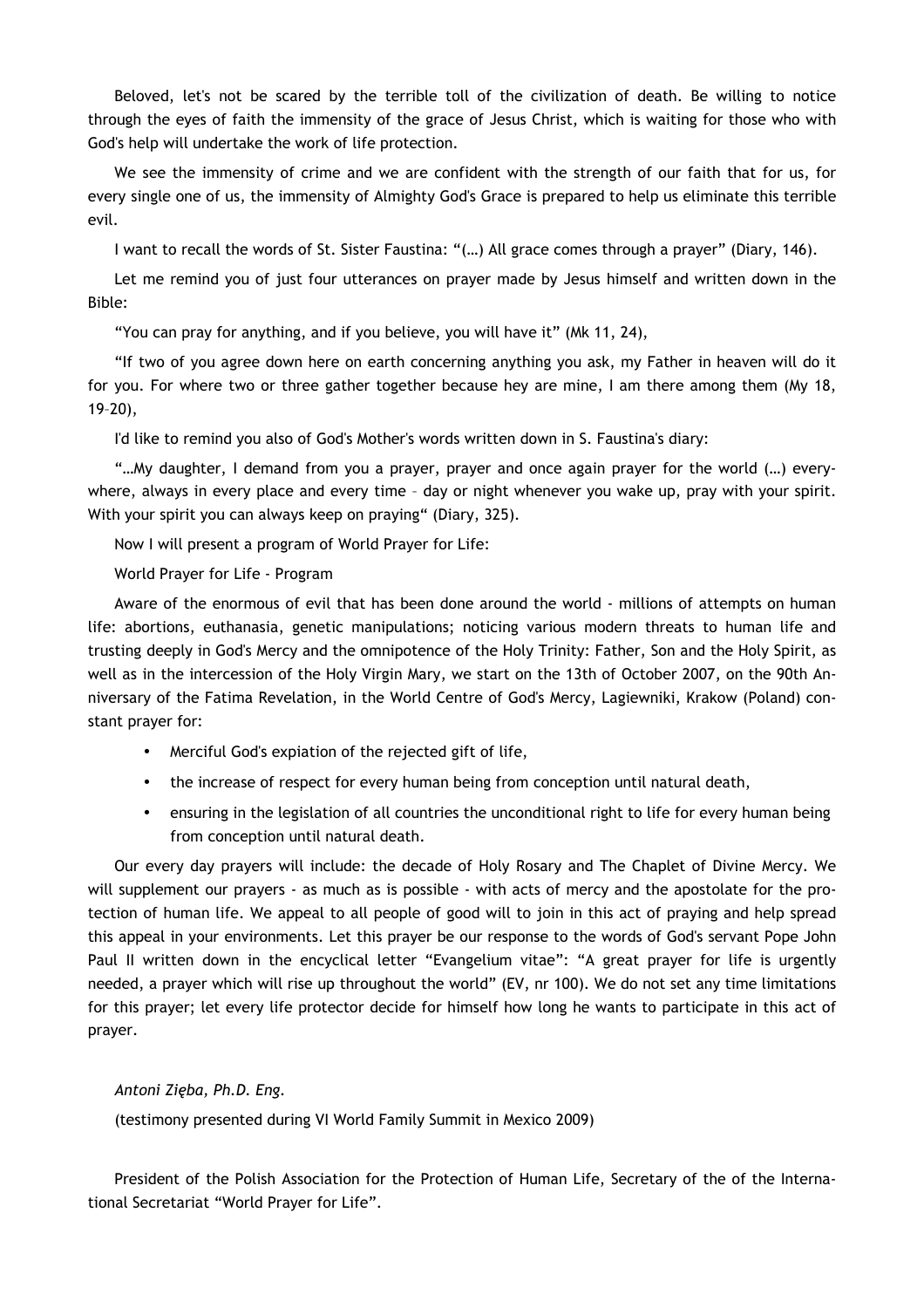Beloved, let's not be scared by the terrible toll of the civilization of death. Be willing to notice through the eyes of faith the immensity of the grace of Jesus Christ, which is waiting for those who with God's help will undertake the work of life protection.

We see the immensity of crime and we are confident with the strength of our faith that for us, for every single one of us, the immensity of Almighty God's Grace is prepared to help us eliminate this terrible evil.

I want to recall the words of St. Sister Faustina: "(…) All grace comes through a prayer" (Diary, 146).

Let me remind you of just four utterances on prayer made by Jesus himself and written down in the Bible:

"You can pray for anything, and if you believe, you will have it" (Mk 11, 24),

"If two of you agree down here on earth concerning anything you ask, my Father in heaven will do it for you. For where two or three gather together because hey are mine, I am there among them (My 18, 19–20),

I'd like to remind you also of God's Mother's words written down in S. Faustina's diary:

"…My daughter, I demand from you a prayer, prayer and once again prayer for the world (…) everywhere, always in every place and every time – day or night whenever you wake up, pray with your spirit. With your spirit you can always keep on praying" (Diary, 325).

Now I will present a program of World Prayer for Life:

World Prayer for Life - Program

Aware of the enormous of evil that has been done around the world - millions of attempts on human life: abortions, euthanasia, genetic manipulations; noticing various modern threats to human life and trusting deeply in God's Mercy and the omnipotence of the Holy Trinity: Father, Son and the Holy Spirit, as well as in the intercession of the Holy Virgin Mary, we start on the 13th of October 2007, on the 90th Anniversary of the Fatima Revelation, in the World Centre of God's Mercy, Lagiewniki, Krakow (Poland) constant prayer for:

- Merciful God's expiation of the rejected gift of life,
- the increase of respect for every human being from conception until natural death,
- ensuring in the legislation of all countries the unconditional right to life for every human being from conception until natural death.

Our every day prayers will include: the decade of Holy Rosary and The Chaplet of Divine Mercy. We will supplement our prayers - as much as is possible - with acts of mercy and the apostolate for the protection of human life. We appeal to all people of good will to join in this act of praying and help spread this appeal in your environments. Let this prayer be our response to the words of God's servant Pope John Paul II written down in the encyclical letter "Evangelium vitae": "A great prayer for life is urgently needed, a prayer which will rise up throughout the world" (EV, nr 100). We do not set any time limitations for this prayer; let every life protector decide for himself how long he wants to participate in this act of prayer.

*Antoni Zięba, Ph.D. Eng.*

(testimony presented during VI World Family Summit in Mexico 2009)

President of the Polish Association for the Protection of Human Life, Secretary of the of the International Secretariat "World Prayer for Life".